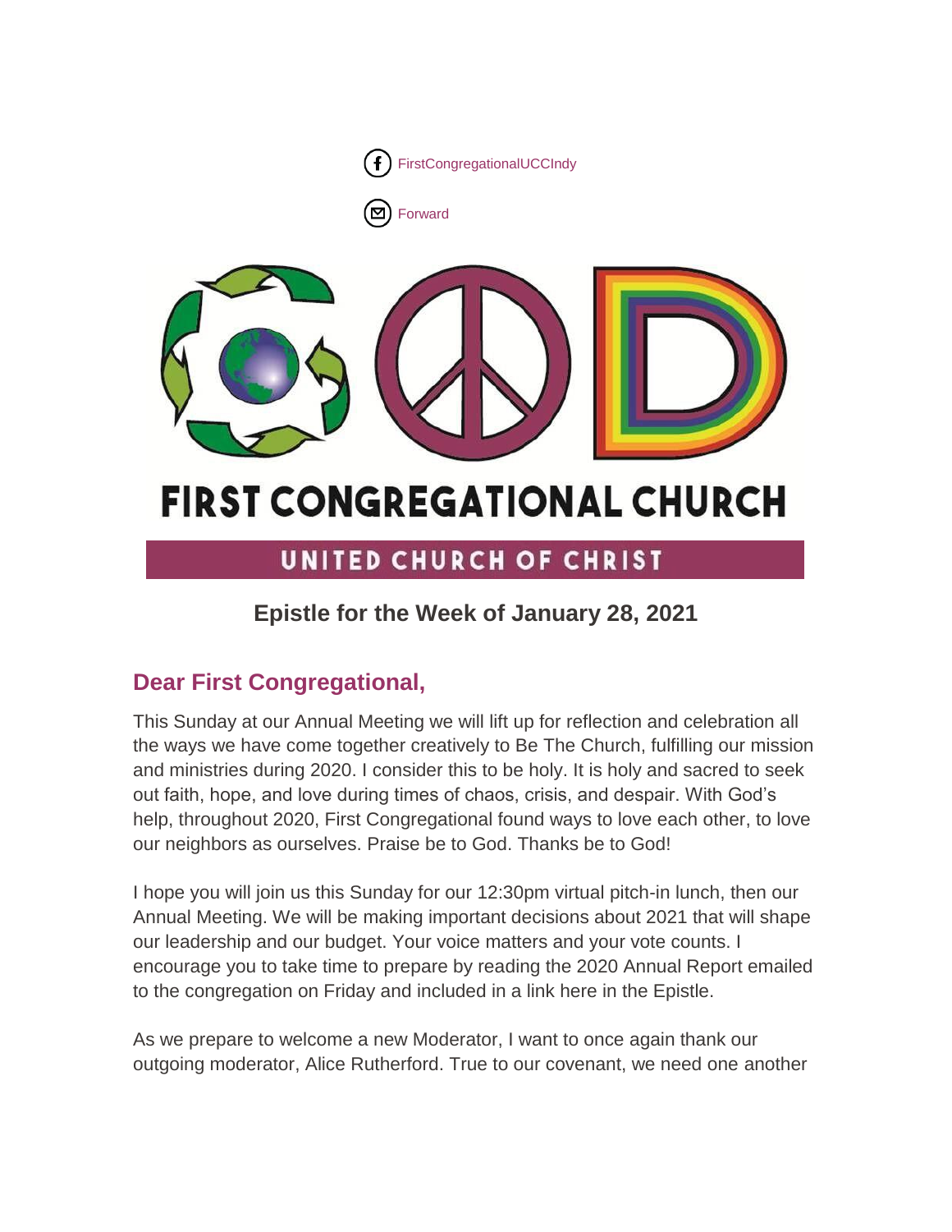FirstCongregationalUCCIndy

Forward

# FIRST CONGREGATIONAL CHURCH

## UNITED CHURCH OF CHRIST

### Epistle for the Week of January 28, 2021

## Dear First Congregational,

This Sunday at our Annual Meeting we will lift up for reflection and celebration all the ways we have come together creatively to Be The Church, fulfilling our mission and ministries during 2020. I consider this to be holy. It is holy and sacred to seek out faith, hope, and love during times of chaos, crisis, and despair. With God's help, throughout 2020, First Congregational found ways to love each other, to love our neighbors as ourselves. Praise be to God. Thanks be to God!

I hope you will join us this Sunday for our 12:30pm virtual pitch-in lunch, then our Annual Meeting. We will be making important decisions about 2021 that will shape our leadership and our budget. Your voice matters and your vote counts. I encourage you to take time to prepare by reading the 2020 Annual Report emailed to the congregation on Friday and included in a link here in the Epistle.

As we prepare to welcome a new Moderator, I want to once again thank our outgoing moderator, Alice Rutherford. True to our covenant, we need one another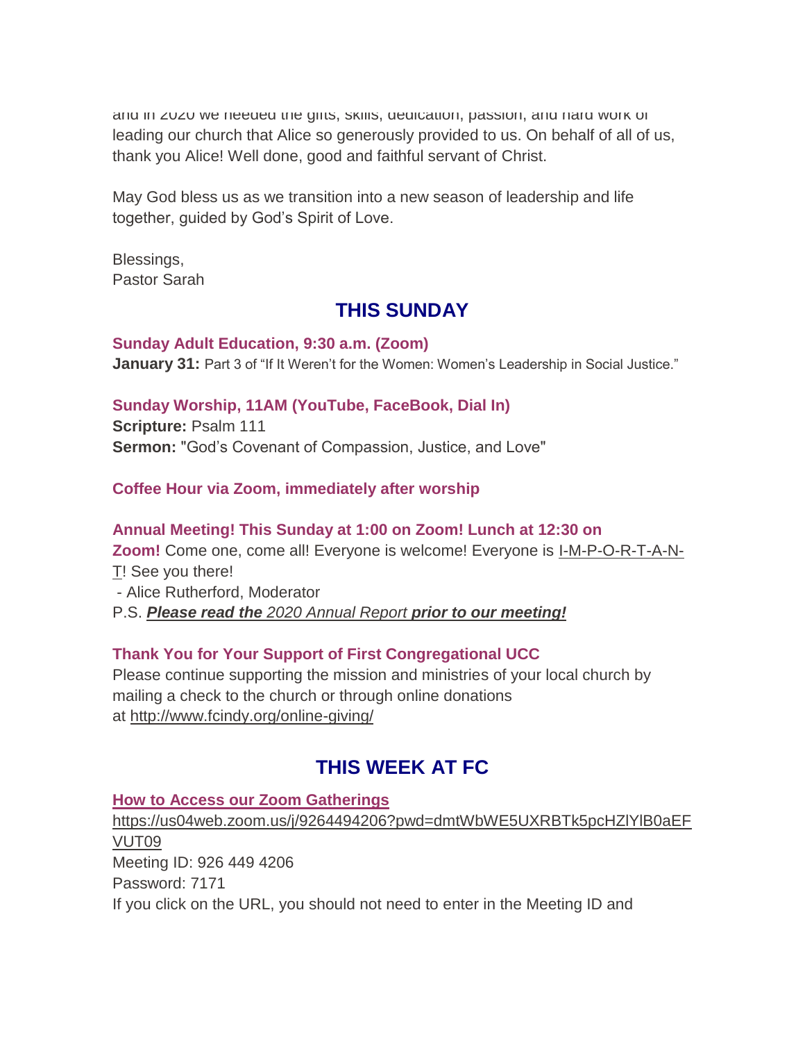and in 2020 we needed the gifts, skills, dedication, passion, and hard work of leading our church that Alice so generously provided to us. On behalf of all of us, thank you Alice! Well done, good and faithful servant of Christ.

May God bless us as we transition into a new season of leadership and life together, guided by God's Spirit of Love.

Blessings,
Pastor Sarah

## THIS SUNDAY

**Sunday Adult Education, 9:30 a.m. (Zoom)**
**January 31:** Part 3 of "If It Weren't for the Women: Women's Leadership in Social Justice."

**Sunday Worship, 11AM (YouTube, FaceBook, Dial In)**
**Scripture:** Psalm 111
**Sermon:** "God's Covenant of Compassion, Justice, and Love"

**Coffee Hour via Zoom, immediately after worship**

**Annual Meeting! This Sunday at 1:00 on Zoom! Lunch at 12:30 on Zoom!** Come one, come all! Everyone is welcome! Everyone is I-M-P-O-R-T-A-N-T! See you there!
- Alice Rutherford, Moderator
P.S. ***Please read the** 2020 Annual Report **prior to our meeting!***

**Thank You for Your Support of First Congregational UCC**
Please continue supporting the mission and ministries of your local church by mailing a check to the church or through online donations at http://www.fcindy.org/online-giving/

## THIS WEEK AT FC

**How to Access our Zoom Gatherings**
https://us04web.zoom.us/j/9264494206?pwd=dmtWbWE5UXRBTk5pcHZlYlB0aEFVUT09
Meeting ID: 926 449 4206
Password: 7171
If you click on the URL, you should not need to enter in the Meeting ID and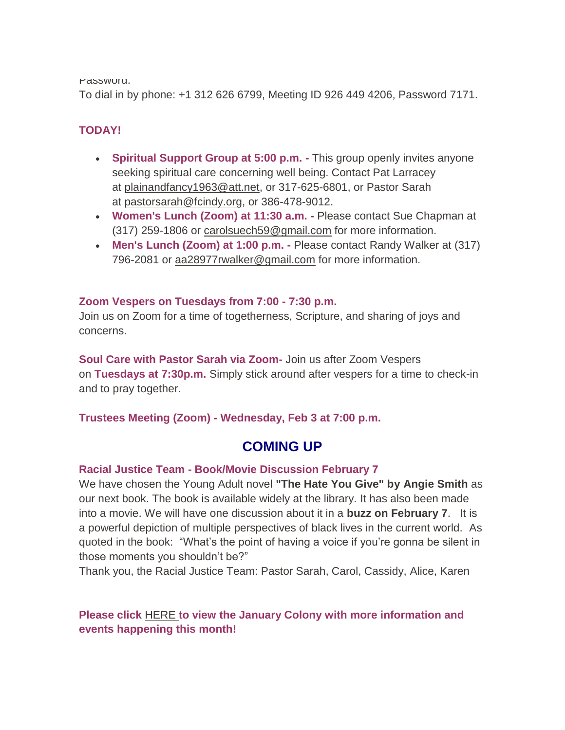Password:

To dial in by phone: +1 312 626 6799, Meeting ID 926 449 4206, Password 7171.

**TODAY!**

- **Spiritual Support Group at 5:00 p.m. -** This group openly invites anyone seeking spiritual care concerning well being. Contact Pat Larracey at plainandfancy1963@att.net, or 317-625-6801, or Pastor Sarah at pastorsarah@fcindy.org, or 386-478-9012.
- **Women's Lunch (Zoom) at 11:30 a.m. -** Please contact Sue Chapman at (317) 259-1806 or carolsuech59@gmail.com for more information.
- **Men's Lunch (Zoom) at 1:00 p.m. -** Please contact Randy Walker at (317) 796-2081 or aa28977rwalker@gmail.com for more information.

**Zoom Vespers on Tuesdays from 7:00 - 7:30 p.m.**
Join us on Zoom for a time of togetherness, Scripture, and sharing of joys and concerns.

**Soul Care with Pastor Sarah via Zoom-** Join us after Zoom Vespers on **Tuesdays at 7:30p.m.** Simply stick around after vespers for a time to check-in and to pray together.

**Trustees Meeting (Zoom) - Wednesday, Feb 3 at 7:00 p.m.**

## COMING UP

**Racial Justice Team - Book/Movie Discussion February 7**
We have chosen the Young Adult novel **"The Hate You Give" by Angie Smith** as our next book. The book is available widely at the library. It has also been made into a movie. We will have one discussion about it in a **buzz on February 7**. It is a powerful depiction of multiple perspectives of black lives in the current world. As quoted in the book: "What's the point of having a voice if you're gonna be silent in those moments you shouldn't be?"
Thank you, the Racial Justice Team: Pastor Sarah, Carol, Cassidy, Alice, Karen

**Please click HERE to view the January Colony with more information and events happening this month!**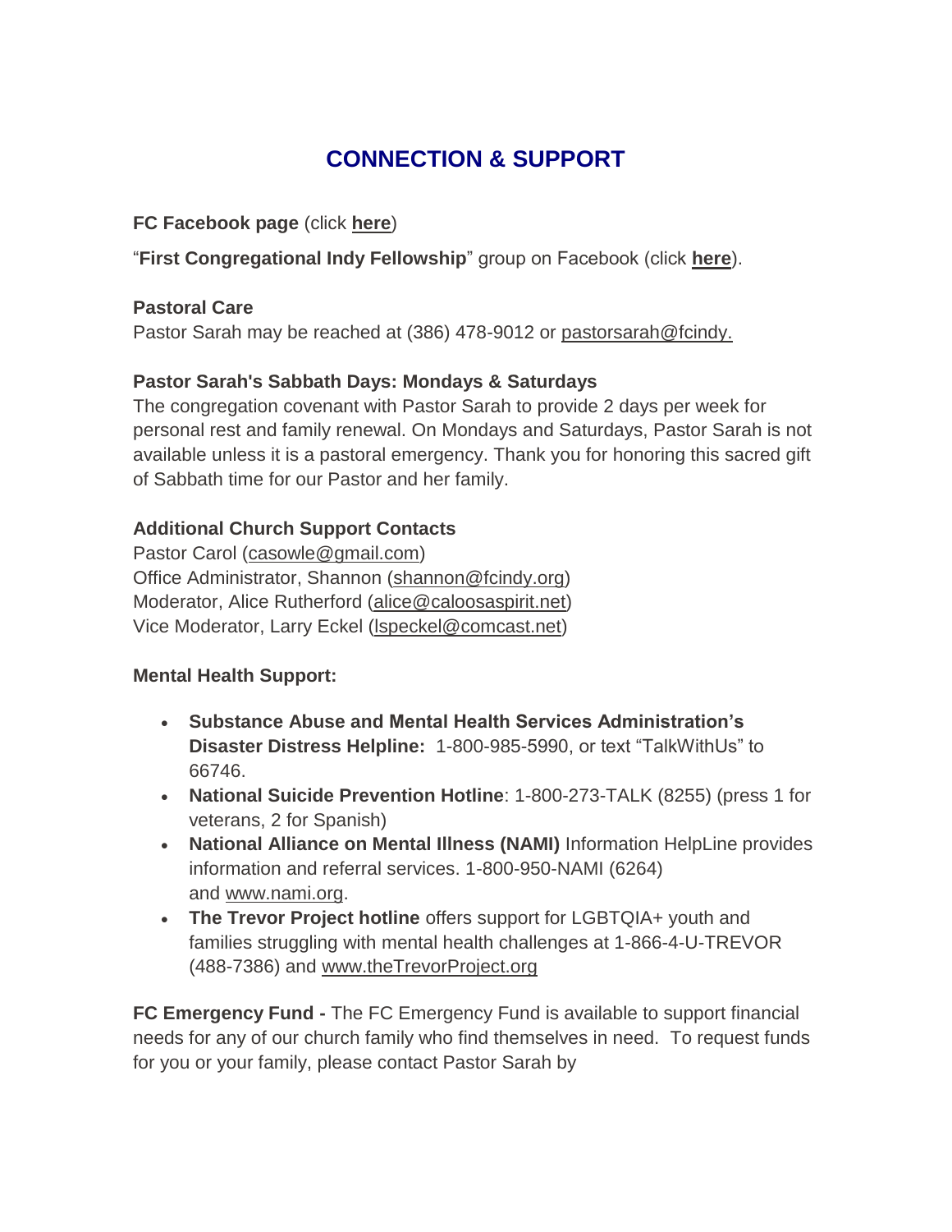# CONNECTION & SUPPORT

**FC Facebook page** (click **here**)

"**First Congregational Indy Fellowship**" group on Facebook (click **here**).

**Pastoral Care**
Pastor Sarah may be reached at (386) 478-9012 or pastorsarah@fcindy.

**Pastor Sarah's Sabbath Days: Mondays & Saturdays**
The congregation covenant with Pastor Sarah to provide 2 days per week for personal rest and family renewal. On Mondays and Saturdays, Pastor Sarah is not available unless it is a pastoral emergency. Thank you for honoring this sacred gift of Sabbath time for our Pastor and her family.

**Additional Church Support Contacts**
Pastor Carol (casowle@gmail.com)
Office Administrator, Shannon (shannon@fcindy.org)
Moderator, Alice Rutherford (alice@caloosaspirit.net)
Vice Moderator, Larry Eckel (lspeckel@comcast.net)

**Mental Health Support:**

- **Substance Abuse and Mental Health Services Administration's Disaster Distress Helpline:** 1-800-985-5990, or text "TalkWithUs" to 66746.
- **National Suicide Prevention Hotline**: 1-800-273-TALK (8255) (press 1 for veterans, 2 for Spanish)
- **National Alliance on Mental Illness (NAMI)** Information HelpLine provides information and referral services. 1-800-950-NAMI (6264) and www.nami.org.
- **The Trevor Project hotline** offers support for LGBTQIA+ youth and families struggling with mental health challenges at 1-866-4-U-TREVOR (488-7386) and www.theTrevorProject.org

**FC Emergency Fund -** The FC Emergency Fund is available to support financial needs for any of our church family who find themselves in need. To request funds for you or your family, please contact Pastor Sarah by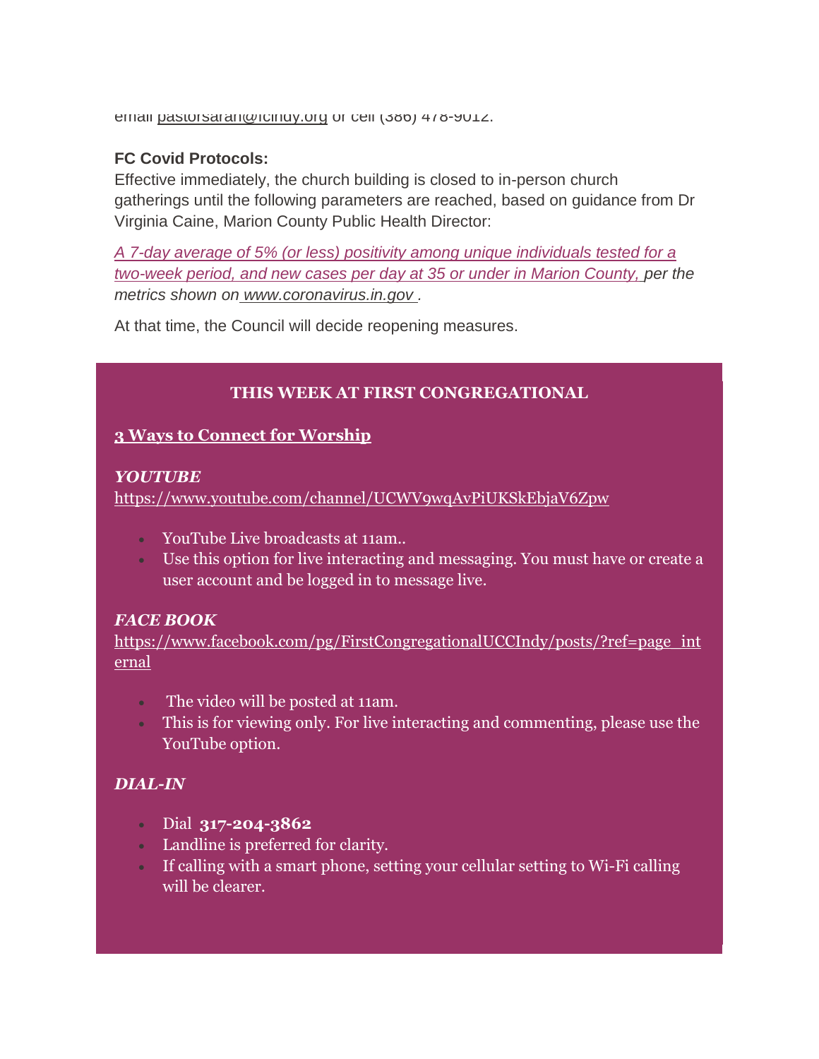email pastorsarah@fcindy.org or cell (386) 478-9012.

**FC Covid Protocols:**
Effective immediately, the church building is closed to in-person church gatherings until the following parameters are reached, based on guidance from Dr Virginia Caine, Marion County Public Health Director:

*A 7-day average of 5% (or less) positivity among unique individuals tested for a two-week period, and new cases per day at 35 or under in Marion County, per the metrics shown on www.coronavirus.in.gov .*

At that time, the Council will decide reopening measures.

## THIS WEEK AT FIRST CONGREGATIONAL

**3 Ways to Connect for Worship**

***YOUTUBE***
https://www.youtube.com/channel/UCWV9wqAvPiUKSkEbjaV6Zpw

- YouTube Live broadcasts at 11am..
- Use this option for live interacting and messaging. You must have or create a user account and be logged in to message live.

***FACE BOOK***
https://www.facebook.com/pg/FirstCongregationalUCCIndy/posts/?ref=page_internal

- The video will be posted at 11am.
- This is for viewing only. For live interacting and commenting, please use the YouTube option.

***DIAL-IN***

- Dial **317-204-3862**
- Landline is preferred for clarity.
- If calling with a smart phone, setting your cellular setting to Wi-Fi calling will be clearer.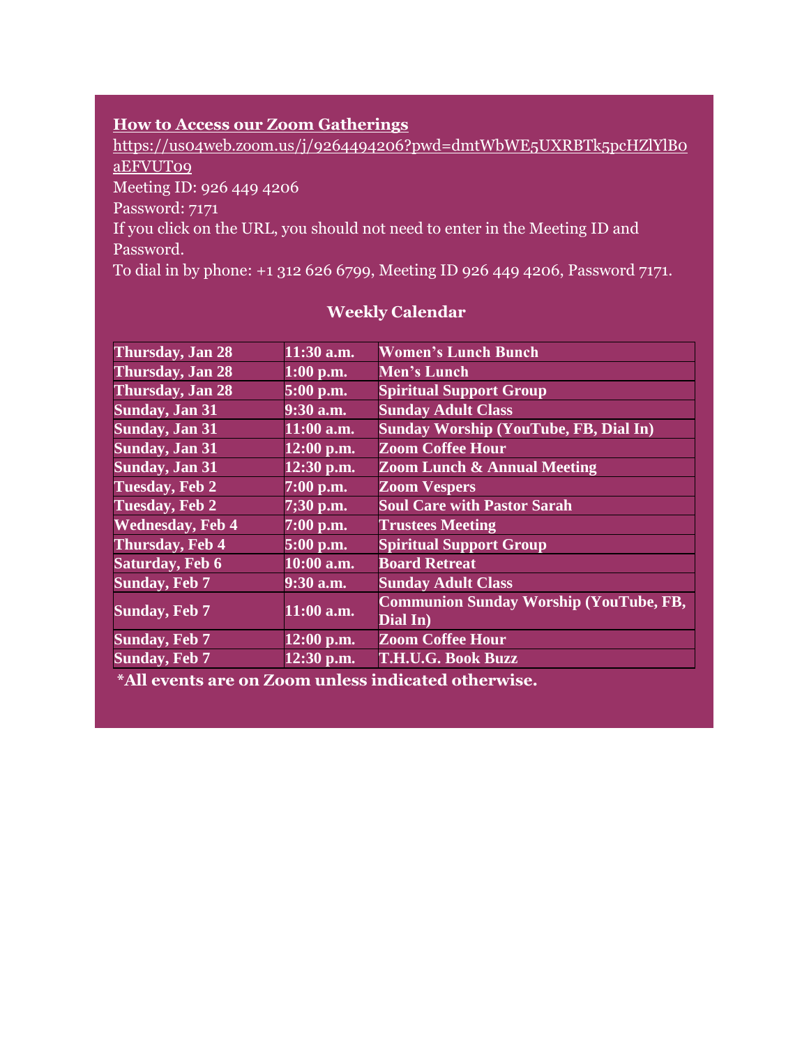## How to Access our Zoom Gatherings

https://us04web.zoom.us/j/9264494206?pwd=dmtWbWE5UXRBTk5pcHZlYlB0aEFVUT09

Meeting ID: 926 449 4206

Password: 7171

If you click on the URL, you should not need to enter in the Meeting ID and Password.

To dial in by phone: +1 312 626 6799, Meeting ID 926 449 4206, Password 7171.

## Weekly Calendar

| | | |
|---|---|---|
| **Thursday, Jan 28** | **11:30 a.m.** | **Women's Lunch Bunch** |
| **Thursday, Jan 28** | **1:00 p.m.** | **Men's Lunch** |
| **Thursday, Jan 28** | **5:00 p.m.** | **Spiritual Support Group** |
| **Sunday, Jan 31** | **9:30 a.m.** | **Sunday Adult Class** |
| **Sunday, Jan 31** | **11:00 a.m.** | **Sunday Worship (YouTube, FB, Dial In)** |
| **Sunday, Jan 31** | **12:00 p.m.** | **Zoom Coffee Hour** |
| **Sunday, Jan 31** | **12:30 p.m.** | **Zoom Lunch & Annual Meeting** |
| **Tuesday, Feb 2** | **7:00 p.m.** | **Zoom Vespers** |
| **Tuesday, Feb 2** | **7;30 p.m.** | **Soul Care with Pastor Sarah** |
| **Wednesday, Feb 4** | **7:00 p.m.** | **Trustees Meeting** |
| **Thursday, Feb 4** | **5:00 p.m.** | **Spiritual Support Group** |
| **Saturday, Feb 6** | **10:00 a.m.** | **Board Retreat** |
| **Sunday, Feb 7** | **9:30 a.m.** | **Sunday Adult Class** |
| **Sunday, Feb 7** | **11:00 a.m.** | **Communion Sunday Worship (YouTube, FB, Dial In)** |
| **Sunday, Feb 7** | **12:00 p.m.** | **Zoom Coffee Hour** |
| **Sunday, Feb 7** | **12:30 p.m.** | **T.H.U.G. Book Buzz** |

**\*All events are on Zoom unless indicated otherwise.**